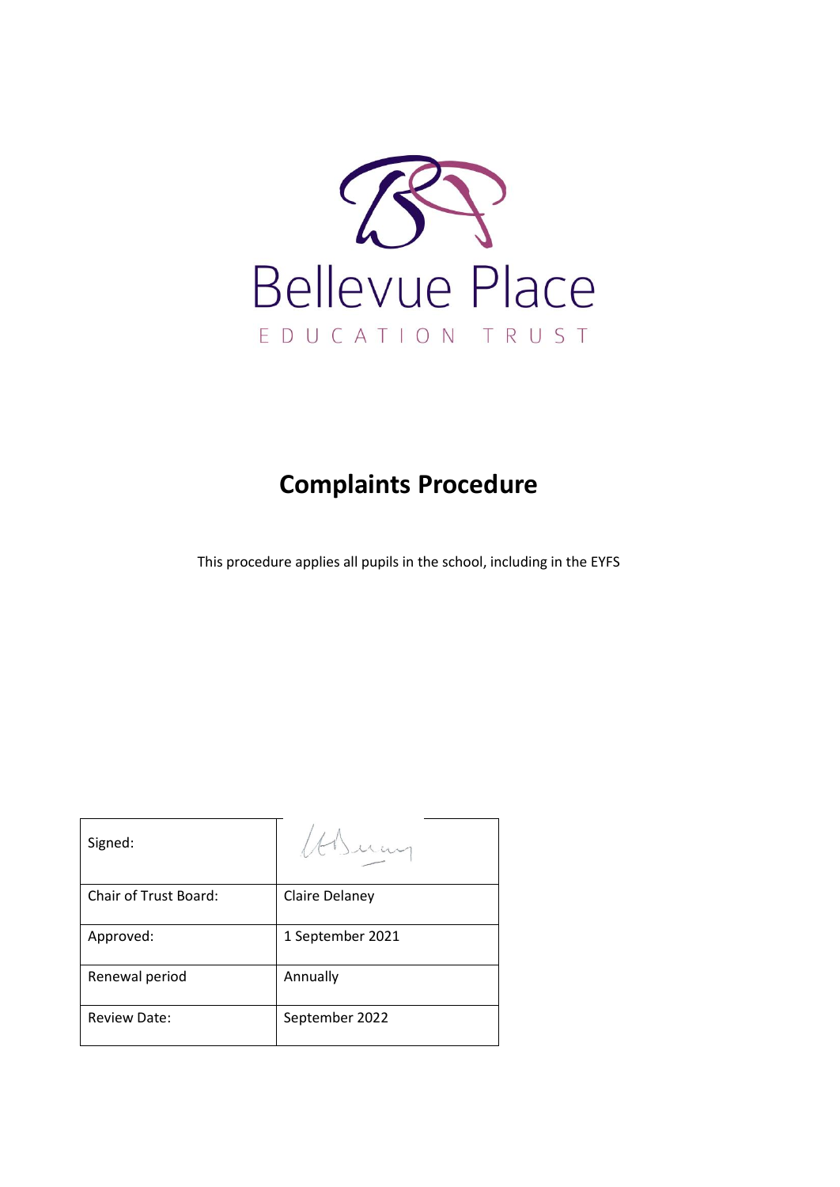Bellevue Place

EDUCATION TRUST

# Complaints Procedure

This procedure applies all pupils in the school, including in the EYFS

| Signed: | |
| --- | --- |
| Chair of Trust Board: | Claire Delaney |
| Approved: | 1 September 2021 |
| Renewal period | Annually |
| Review Date: | September 2022 |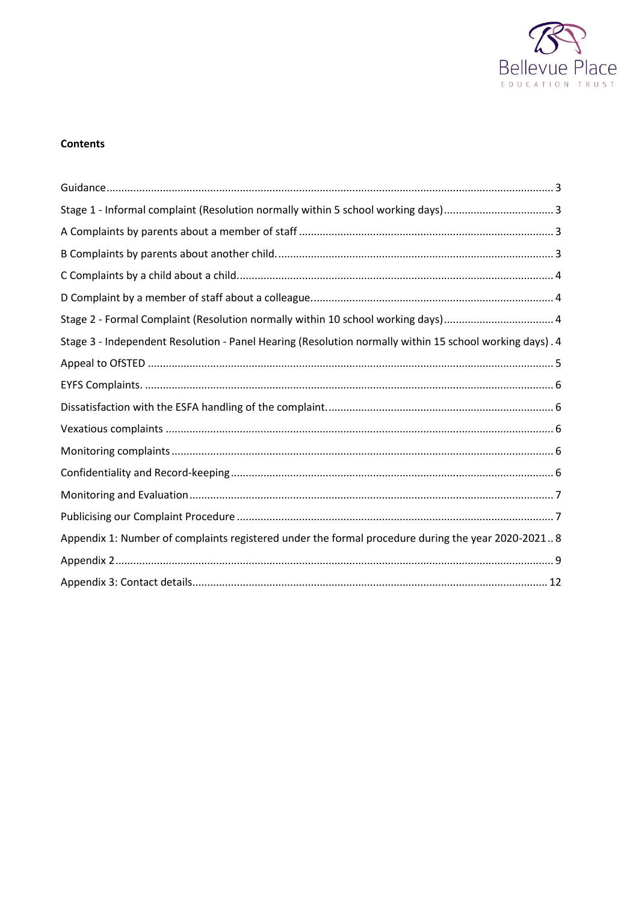**Contents**

- Guidance ... 3
- Stage 1 - Informal complaint (Resolution normally within 5 school working days) ... 3
- A Complaints by parents about a member of staff ... 3
- B Complaints by parents about another child. ... 3
- C Complaints by a child about a child. ... 4
- D Complaint by a member of staff about a colleague. ... 4
- Stage 2 - Formal Complaint (Resolution normally within 10 school working days) ... 4
- Stage 3 - Independent Resolution - Panel Hearing (Resolution normally within 15 school working days) . 4
- Appeal to OfSTED ... 5
- EYFS Complaints. ... 6
- Dissatisfaction with the ESFA handling of the complaint. ... 6
- Vexatious complaints ... 6
- Monitoring complaints ... 6
- Confidentiality and Record-keeping ... 6
- Monitoring and Evaluation ... 7
- Publicising our Complaint Procedure ... 7
- Appendix 1: Number of complaints registered under the formal procedure during the year 2020-2021 .. 8
- Appendix 2 ... 9
- Appendix 3: Contact details ... 12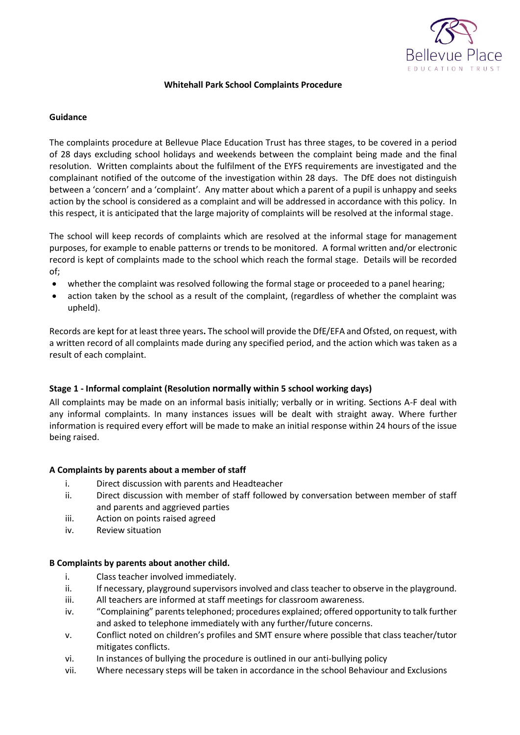## Whitehall Park School Complaints Procedure

### Guidance

The complaints procedure at Bellevue Place Education Trust has three stages, to be covered in a period of 28 days excluding school holidays and weekends between the complaint being made and the final resolution. Written complaints about the fulfilment of the EYFS requirements are investigated and the complainant notified of the outcome of the investigation within 28 days. The DfE does not distinguish between a 'concern' and a 'complaint'. Any matter about which a parent of a pupil is unhappy and seeks action by the school is considered as a complaint and will be addressed in accordance with this policy. In this respect, it is anticipated that the large majority of complaints will be resolved at the informal stage.

The school will keep records of complaints which are resolved at the informal stage for management purposes, for example to enable patterns or trends to be monitored. A formal written and/or electronic record is kept of complaints made to the school which reach the formal stage. Details will be recorded of;

- whether the complaint was resolved following the formal stage or proceeded to a panel hearing;
- action taken by the school as a result of the complaint, (regardless of whether the complaint was upheld).

Records are kept for at least three years**.** The school will provide the DfE/EFA and Ofsted, on request, with a written record of all complaints made during any specified period, and the action which was taken as a result of each complaint.

### Stage 1 - Informal complaint (Resolution normally within 5 school working days)

All complaints may be made on an informal basis initially; verbally or in writing. Sections A-F deal with any informal complaints. In many instances issues will be dealt with straight away. Where further information is required every effort will be made to make an initial response within 24 hours of the issue being raised.

#### A Complaints by parents about a member of staff

i. Direct discussion with parents and Headteacher
ii. Direct discussion with member of staff followed by conversation between member of staff and parents and aggrieved parties
iii. Action on points raised agreed
iv. Review situation

#### B Complaints by parents about another child.

i. Class teacher involved immediately.
ii. If necessary, playground supervisors involved and class teacher to observe in the playground.
iii. All teachers are informed at staff meetings for classroom awareness.
iv. "Complaining" parents telephoned; procedures explained; offered opportunity to talk further and asked to telephone immediately with any further/future concerns.
v. Conflict noted on children's profiles and SMT ensure where possible that class teacher/tutor mitigates conflicts.
vi. In instances of bullying the procedure is outlined in our anti-bullying policy
vii. Where necessary steps will be taken in accordance in the school Behaviour and Exclusions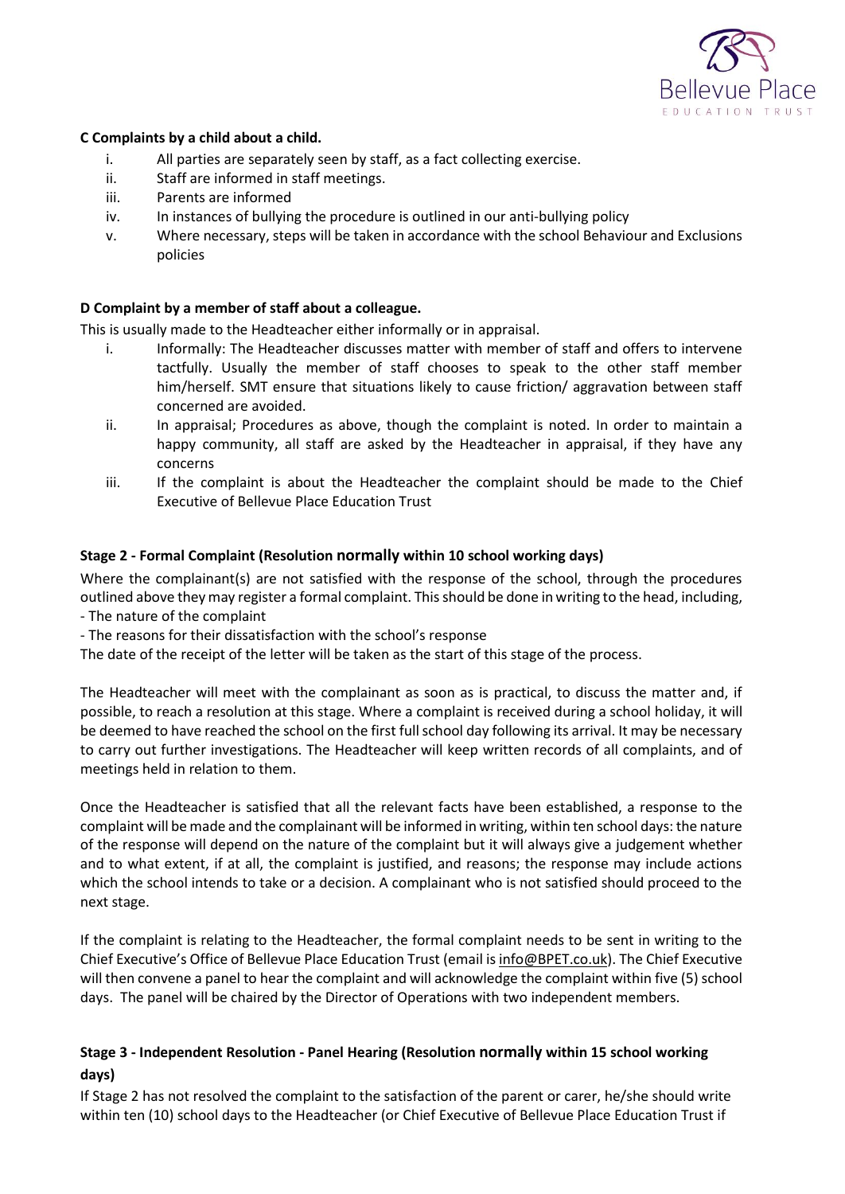**C Complaints by a child about a child.**

i. All parties are separately seen by staff, as a fact collecting exercise.
ii. Staff are informed in staff meetings.
iii. Parents are informed
iv. In instances of bullying the procedure is outlined in our anti-bullying policy
v. Where necessary, steps will be taken in accordance with the school Behaviour and Exclusions policies

**D Complaint by a member of staff about a colleague.**

This is usually made to the Headteacher either informally or in appraisal.

i. Informally: The Headteacher discusses matter with member of staff and offers to intervene tactfully. Usually the member of staff chooses to speak to the other staff member him/herself. SMT ensure that situations likely to cause friction/ aggravation between staff concerned are avoided.
ii. In appraisal; Procedures as above, though the complaint is noted. In order to maintain a happy community, all staff are asked by the Headteacher in appraisal, if they have any concerns
iii. If the complaint is about the Headteacher the complaint should be made to the Chief Executive of Bellevue Place Education Trust

**Stage 2 - Formal Complaint (Resolution normally within 10 school working days)**

Where the complainant(s) are not satisfied with the response of the school, through the procedures outlined above they may register a formal complaint. This should be done in writing to the head, including,

- The nature of the complaint
- The reasons for their dissatisfaction with the school's response

The date of the receipt of the letter will be taken as the start of this stage of the process.

The Headteacher will meet with the complainant as soon as is practical, to discuss the matter and, if possible, to reach a resolution at this stage. Where a complaint is received during a school holiday, it will be deemed to have reached the school on the first full school day following its arrival. It may be necessary to carry out further investigations. The Headteacher will keep written records of all complaints, and of meetings held in relation to them.

Once the Headteacher is satisfied that all the relevant facts have been established, a response to the complaint will be made and the complainant will be informed in writing, within ten school days: the nature of the response will depend on the nature of the complaint but it will always give a judgement whether and to what extent, if at all, the complaint is justified, and reasons; the response may include actions which the school intends to take or a decision. A complainant who is not satisfied should proceed to the next stage.

If the complaint is relating to the Headteacher, the formal complaint needs to be sent in writing to the Chief Executive's Office of Bellevue Place Education Trust (email is info@BPET.co.uk). The Chief Executive will then convene a panel to hear the complaint and will acknowledge the complaint within five (5) school days. The panel will be chaired by the Director of Operations with two independent members.

**Stage 3 - Independent Resolution - Panel Hearing (Resolution normally within 15 school working days)**

If Stage 2 has not resolved the complaint to the satisfaction of the parent or carer, he/she should write within ten (10) school days to the Headteacher (or Chief Executive of Bellevue Place Education Trust if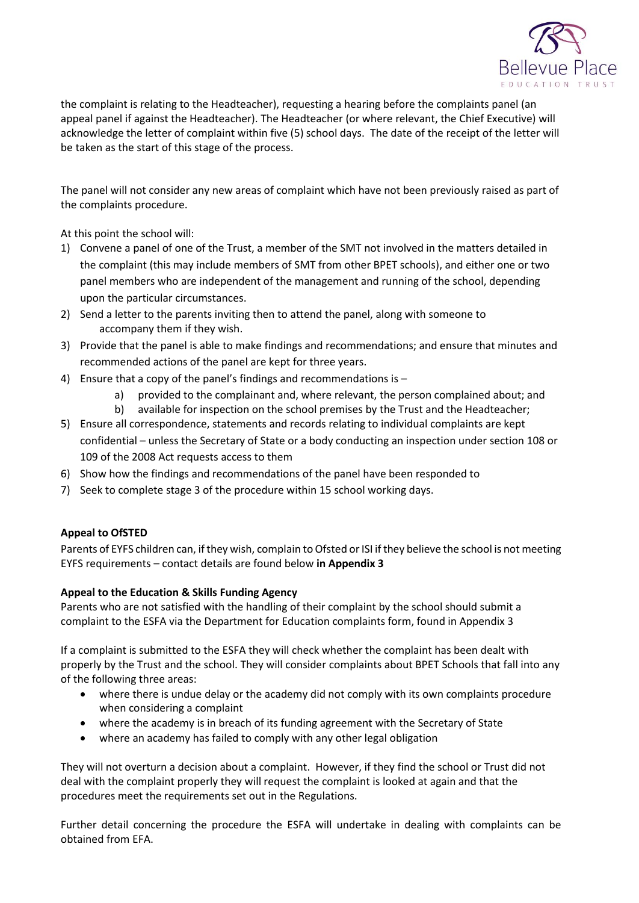the complaint is relating to the Headteacher), requesting a hearing before the complaints panel (an appeal panel if against the Headteacher). The Headteacher (or where relevant, the Chief Executive) will acknowledge the letter of complaint within five (5) school days. The date of the receipt of the letter will be taken as the start of this stage of the process.

The panel will not consider any new areas of complaint which have not been previously raised as part of the complaints procedure.

At this point the school will:

1) Convene a panel of one of the Trust, a member of the SMT not involved in the matters detailed in the complaint (this may include members of SMT from other BPET schools), and either one or two panel members who are independent of the management and running of the school, depending upon the particular circumstances.
2) Send a letter to the parents inviting then to attend the panel, along with someone to accompany them if they wish.
3) Provide that the panel is able to make findings and recommendations; and ensure that minutes and recommended actions of the panel are kept for three years.
4) Ensure that a copy of the panel's findings and recommendations is –
   a) provided to the complainant and, where relevant, the person complained about; and
   b) available for inspection on the school premises by the Trust and the Headteacher;
5) Ensure all correspondence, statements and records relating to individual complaints are kept confidential – unless the Secretary of State or a body conducting an inspection under section 108 or 109 of the 2008 Act requests access to them
6) Show how the findings and recommendations of the panel have been responded to
7) Seek to complete stage 3 of the procedure within 15 school working days.

**Appeal to OfSTED**

Parents of EYFS children can, if they wish, complain to Ofsted or ISI if they believe the school is not meeting EYFS requirements – contact details are found below **in Appendix 3**

**Appeal to the Education & Skills Funding Agency**

Parents who are not satisfied with the handling of their complaint by the school should submit a complaint to the ESFA via the Department for Education complaints form, found in Appendix 3

If a complaint is submitted to the ESFA they will check whether the complaint has been dealt with properly by the Trust and the school. They will consider complaints about BPET Schools that fall into any of the following three areas:

- where there is undue delay or the academy did not comply with its own complaints procedure when considering a complaint
- where the academy is in breach of its funding agreement with the Secretary of State
- where an academy has failed to comply with any other legal obligation

They will not overturn a decision about a complaint. However, if they find the school or Trust did not deal with the complaint properly they will request the complaint is looked at again and that the procedures meet the requirements set out in the Regulations.

Further detail concerning the procedure the ESFA will undertake in dealing with complaints can be obtained from EFA.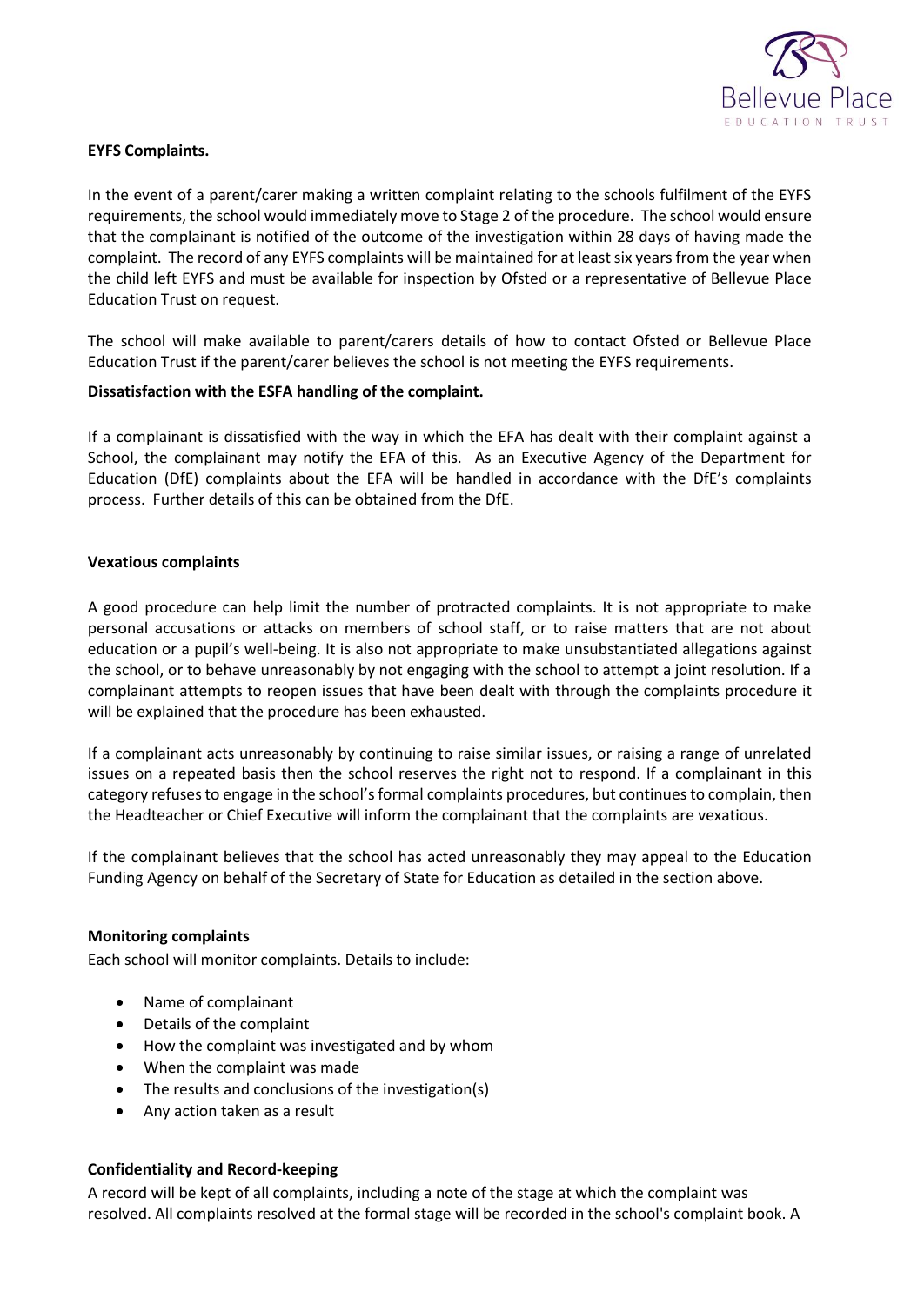**EYFS Complaints.**

In the event of a parent/carer making a written complaint relating to the schools fulfilment of the EYFS requirements, the school would immediately move to Stage 2 of the procedure. The school would ensure that the complainant is notified of the outcome of the investigation within 28 days of having made the complaint. The record of any EYFS complaints will be maintained for at least six years from the year when the child left EYFS and must be available for inspection by Ofsted or a representative of Bellevue Place Education Trust on request.

The school will make available to parent/carers details of how to contact Ofsted or Bellevue Place Education Trust if the parent/carer believes the school is not meeting the EYFS requirements.

**Dissatisfaction with the ESFA handling of the complaint.**

If a complainant is dissatisfied with the way in which the EFA has dealt with their complaint against a School, the complainant may notify the EFA of this. As an Executive Agency of the Department for Education (DfE) complaints about the EFA will be handled in accordance with the DfE's complaints process. Further details of this can be obtained from the DfE.

**Vexatious complaints**

A good procedure can help limit the number of protracted complaints. It is not appropriate to make personal accusations or attacks on members of school staff, or to raise matters that are not about education or a pupil's well-being. It is also not appropriate to make unsubstantiated allegations against the school, or to behave unreasonably by not engaging with the school to attempt a joint resolution. If a complainant attempts to reopen issues that have been dealt with through the complaints procedure it will be explained that the procedure has been exhausted.

If a complainant acts unreasonably by continuing to raise similar issues, or raising a range of unrelated issues on a repeated basis then the school reserves the right not to respond. If a complainant in this category refuses to engage in the school's formal complaints procedures, but continues to complain, then the Headteacher or Chief Executive will inform the complainant that the complaints are vexatious.

If the complainant believes that the school has acted unreasonably they may appeal to the Education Funding Agency on behalf of the Secretary of State for Education as detailed in the section above.

**Monitoring complaints**

Each school will monitor complaints. Details to include:

- Name of complainant
- Details of the complaint
- How the complaint was investigated and by whom
- When the complaint was made
- The results and conclusions of the investigation(s)
- Any action taken as a result

**Confidentiality and Record-keeping**

A record will be kept of all complaints, including a note of the stage at which the complaint was resolved. All complaints resolved at the formal stage will be recorded in the school's complaint book. A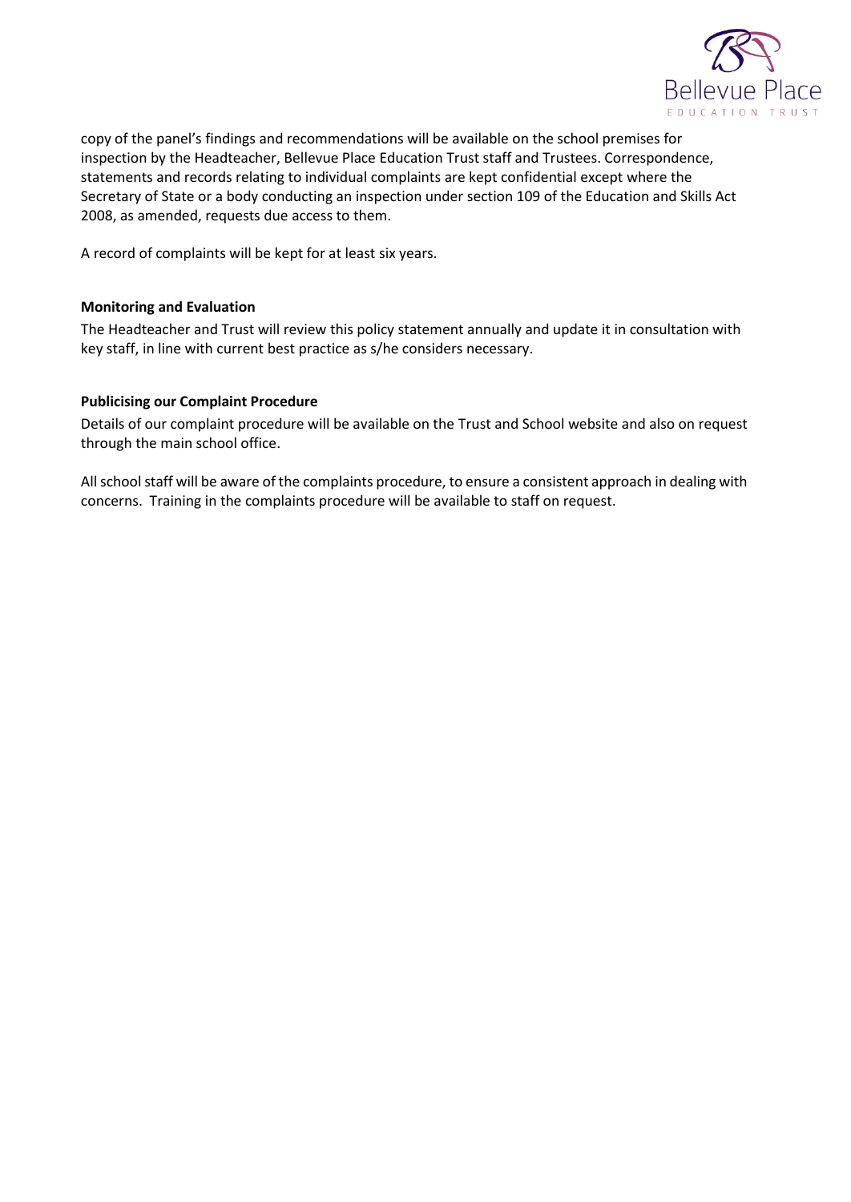copy of the panel's findings and recommendations will be available on the school premises for inspection by the Headteacher, Bellevue Place Education Trust staff and Trustees. Correspondence, statements and records relating to individual complaints are kept confidential except where the Secretary of State or a body conducting an inspection under section 109 of the Education and Skills Act 2008, as amended, requests due access to them.

A record of complaints will be kept for at least six years.

**Monitoring and Evaluation**

The Headteacher and Trust will review this policy statement annually and update it in consultation with key staff, in line with current best practice as s/he considers necessary.

**Publicising our Complaint Procedure**

Details of our complaint procedure will be available on the Trust and School website and also on request through the main school office.

All school staff will be aware of the complaints procedure, to ensure a consistent approach in dealing with concerns. Training in the complaints procedure will be available to staff on request.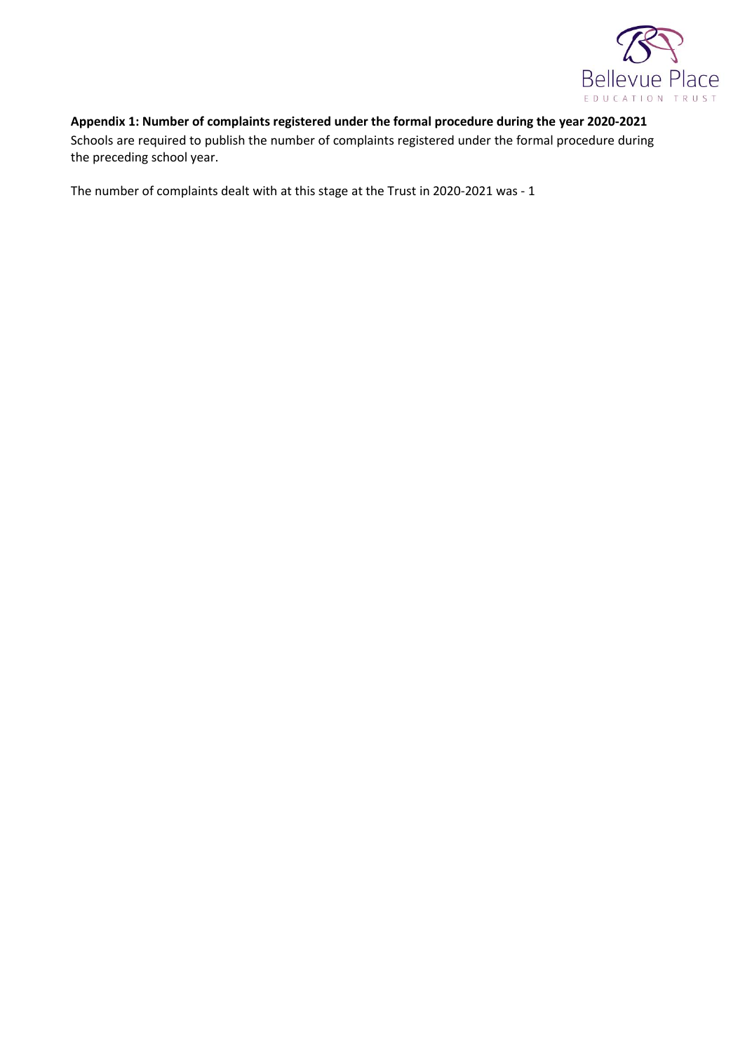**Appendix 1: Number of complaints registered under the formal procedure during the year 2020-2021**

Schools are required to publish the number of complaints registered under the formal procedure during the preceding school year.

The number of complaints dealt with at this stage at the Trust in 2020-2021 was - 1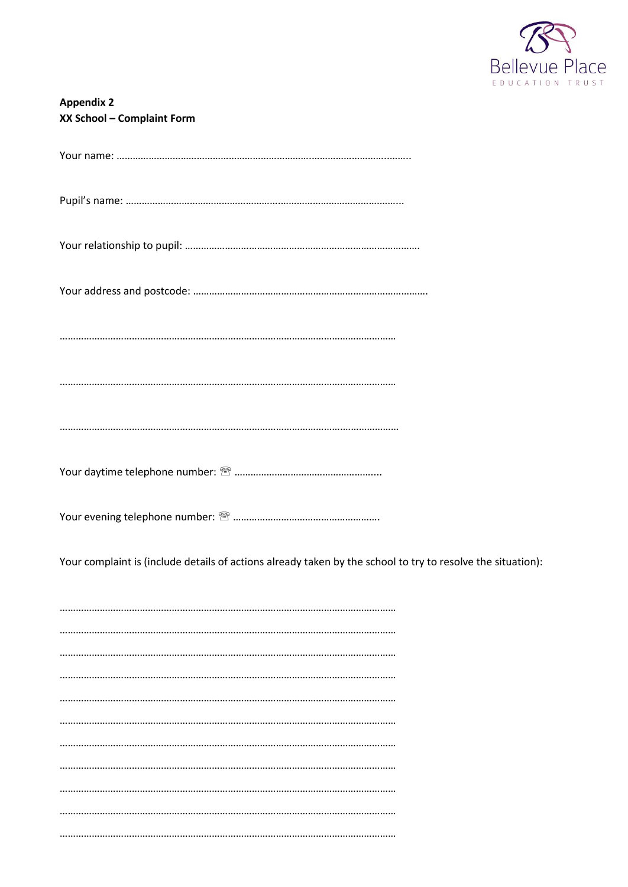**Appendix 2**
**XX School – Complaint Form**

Your name: ……………………………………………………………..………………………..……..

Pupil's name: ……………………………………………………..…………………………………...

Your relationship to pupil: …………………………………………………………………………….

Your address and postcode: ……………………………………………………………………………

……………………………………………………………………………………………………………

……………………………………………………………………………………………………………

……………………………………………………………………………………………………………

Your daytime telephone number: ☏ ………………………………………………...

Your evening telephone number: ☏ ……………………………………………….

Your complaint is (include details of actions already taken by the school to try to resolve the situation):

……………………………………………………………………………………………………………
……………………………………………………………………………………………………………
……………………………………………………………………………………………………………
……………………………………………………………………………………………………………
……………………………………………………………………………………………………………
……………………………………………………………………………………………………………
……………………………………………………………………………………………………………
……………………………………………………………………………………………………………
……………………………………………………………………………………………………………
……………………………………………………………………………………………………………
……………………………………………………………………………………………………………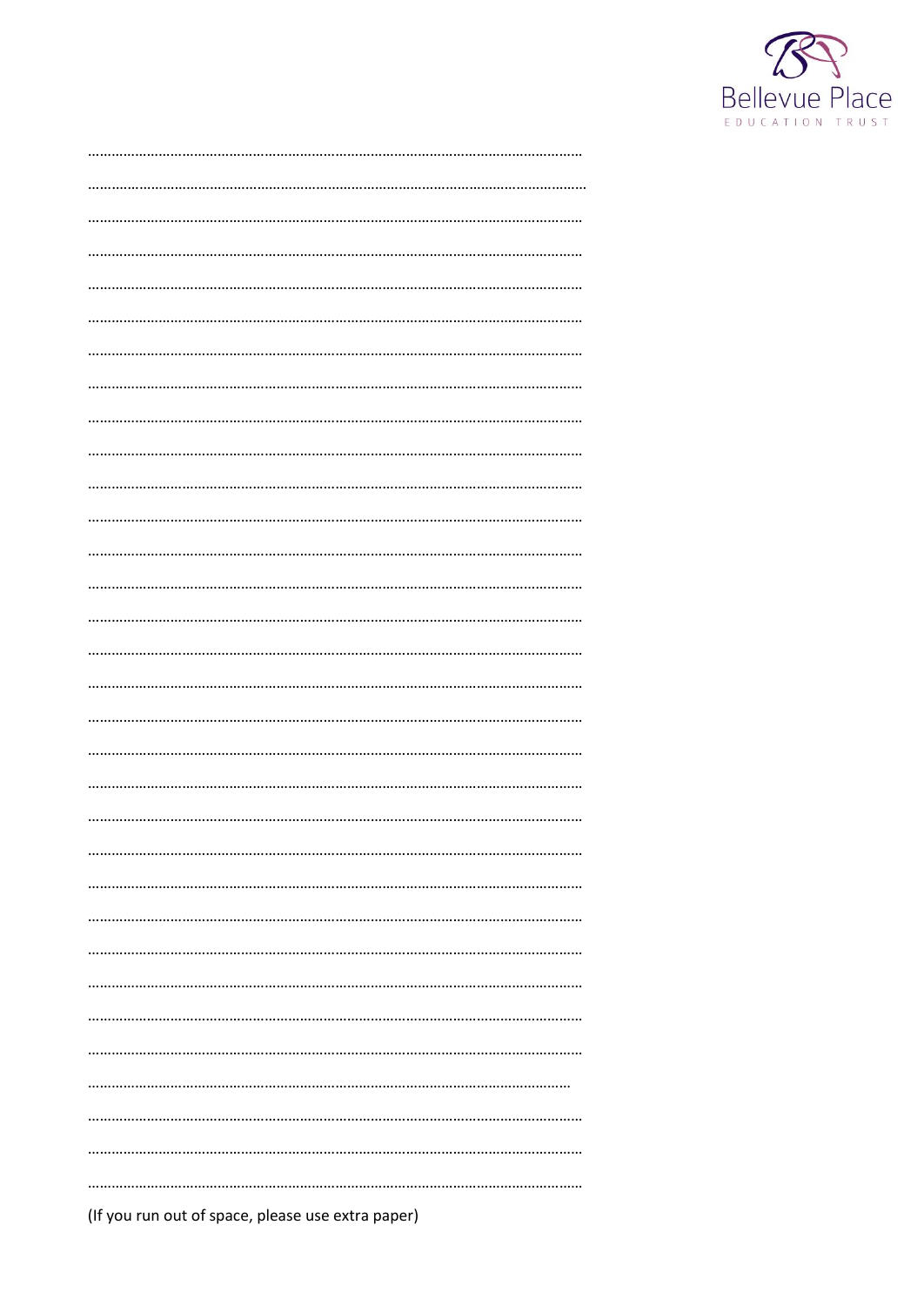(If you run out of space, please use extra paper)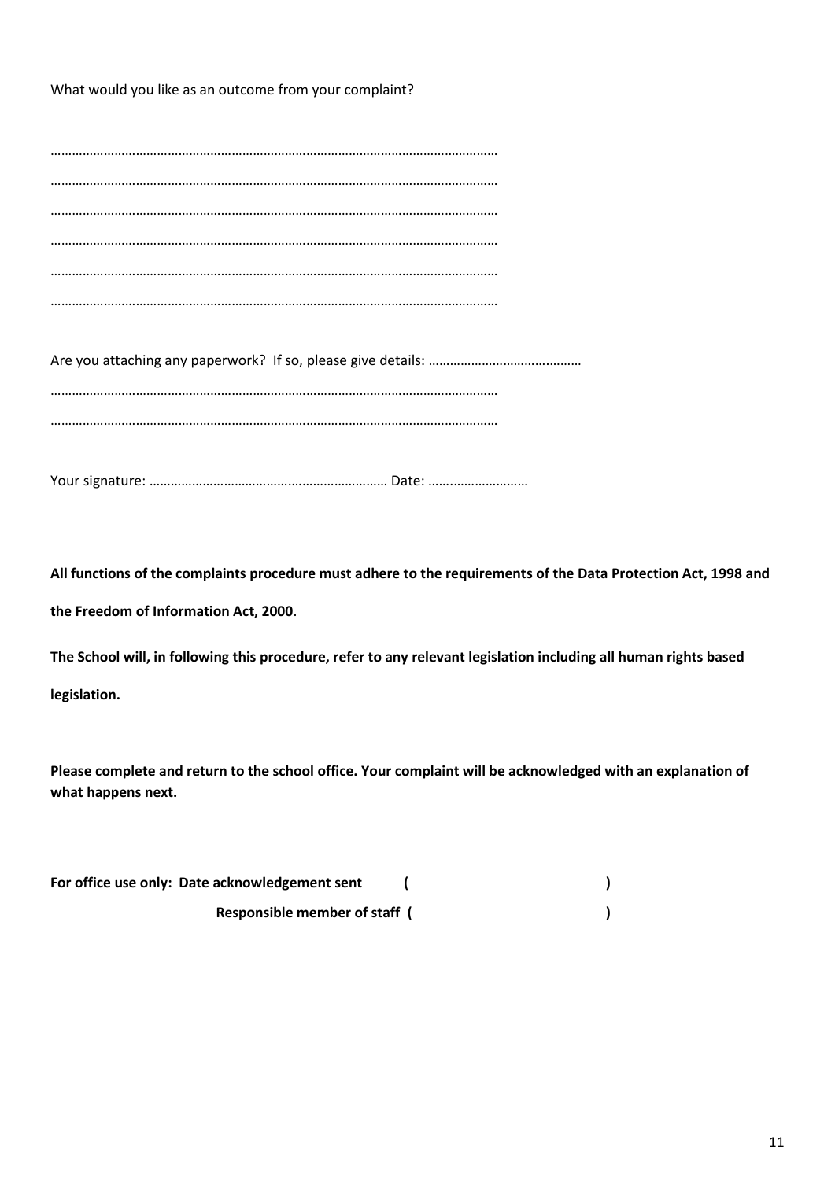What would you like as an outcome from your complaint?

……………………………………………………………………………………………………………

……………………………………………………………………………………………………………

……………………………………………………………………………………………………………

……………………………………………………………………………………………………………

……………………………………………………………………………………………………………

……………………………………………………………………………………………………………

Are you attaching any paperwork? If so, please give details: ……………………………………

……………………………………………………………………………………………………………

……………………………………………………………………………………………………………

Your signature: ………………………………………………………… Date: ………………………

---

**All functions of the complaints procedure must adhere to the requirements of the Data Protection Act, 1998 and the Freedom of Information Act, 2000**.

**The School will, in following this procedure, refer to any relevant legislation including all human rights based legislation.**

**Please complete and return to the school office. Your complaint will be acknowledged with an explanation of what happens next.**

**For office use only: Date acknowledgement sent ( )**

**Responsible member of staff ( )**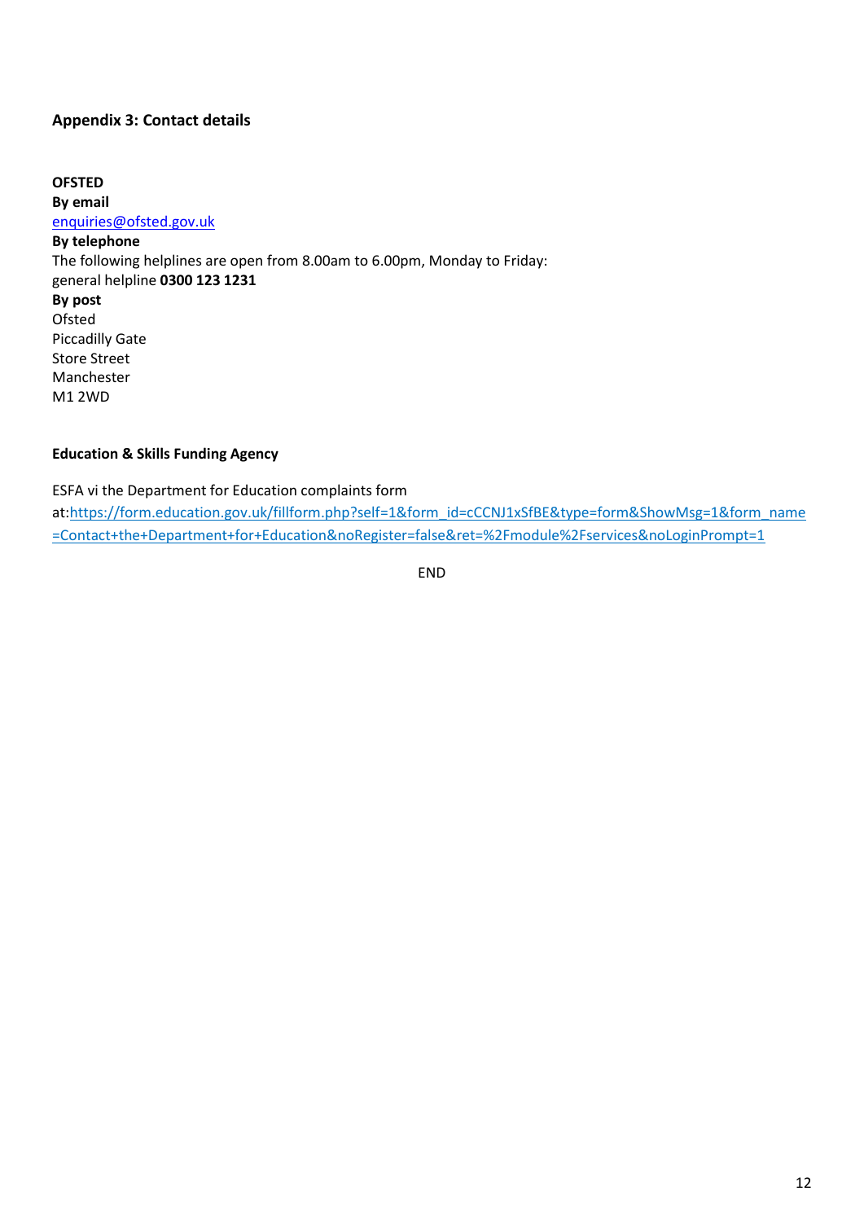### Appendix 3: Contact details

**OFSTED**
**By email**
enquiries@ofsted.gov.uk
**By telephone**
The following helplines are open from 8.00am to 6.00pm, Monday to Friday:
general helpline **0300 123 1231**
**By post**
Ofsted
Piccadilly Gate
Store Street
Manchester
M1 2WD

**Education & Skills Funding Agency**

ESFA vi the Department for Education complaints form at:https://form.education.gov.uk/fillform.php?self=1&form_id=cCCNJ1xSfBE&type=form&ShowMsg=1&form_name=Contact+the+Department+for+Education&noRegister=false&ret=%2Fmodule%2Fservices&noLoginPrompt=1

END